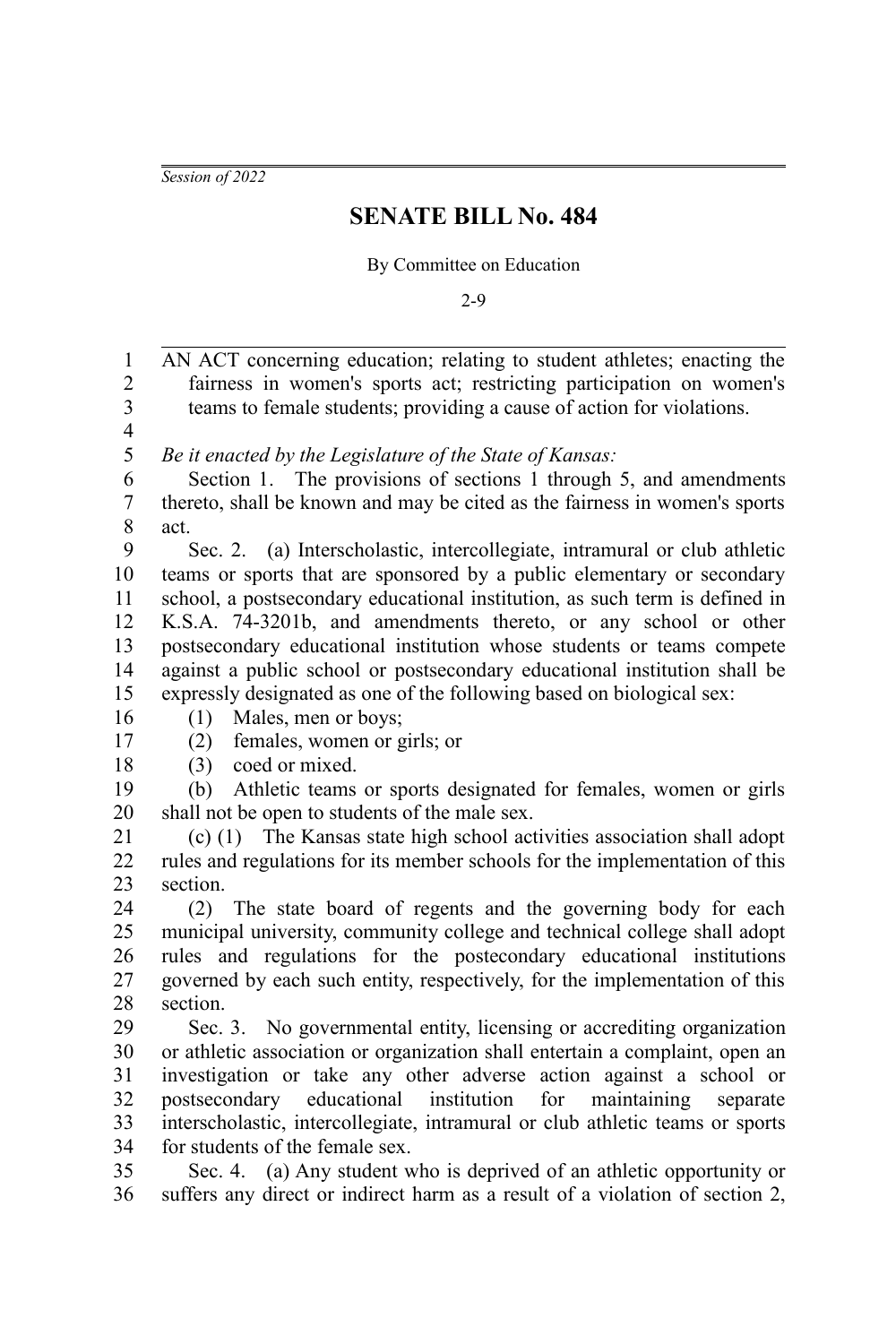*Session of 2022*

# SENATE BILL No. 484

By Committee on Education

2-9

AN ACT concerning education; relating to student athletes; enacting the fairness in women's sports act; restricting participation on women's teams to female students; providing a cause of action for violations.

*Be it enacted by the Legislature of the State of Kansas:*

Section 1. The provisions of sections 1 through 5, and amendments thereto, shall be known and may be cited as the fairness in women's sports act.

Sec. 2. (a) Interscholastic, intercollegiate, intramural or club athletic teams or sports that are sponsored by a public elementary or secondary school, a postsecondary educational institution, as such term is defined in K.S.A. 74-3201b, and amendments thereto, or any school or other postsecondary educational institution whose students or teams compete against a public school or postsecondary educational institution shall be expressly designated as one of the following based on biological sex:

(1) Males, men or boys;

(2) females, women or girls; or

(3) coed or mixed.

(b) Athletic teams or sports designated for females, women or girls shall not be open to students of the male sex.

(c) (1) The Kansas state high school activities association shall adopt rules and regulations for its member schools for the implementation of this section.

(2) The state board of regents and the governing body for each municipal university, community college and technical college shall adopt rules and regulations for the postecondary educational institutions governed by each such entity, respectively, for the implementation of this section.

Sec. 3. No governmental entity, licensing or accrediting organization or athletic association or organization shall entertain a complaint, open an investigation or take any other adverse action against a school or postsecondary educational institution for maintaining separate interscholastic, intercollegiate, intramural or club athletic teams or sports for students of the female sex.

Sec. 4. (a) Any student who is deprived of an athletic opportunity or suffers any direct or indirect harm as a result of a violation of section 2,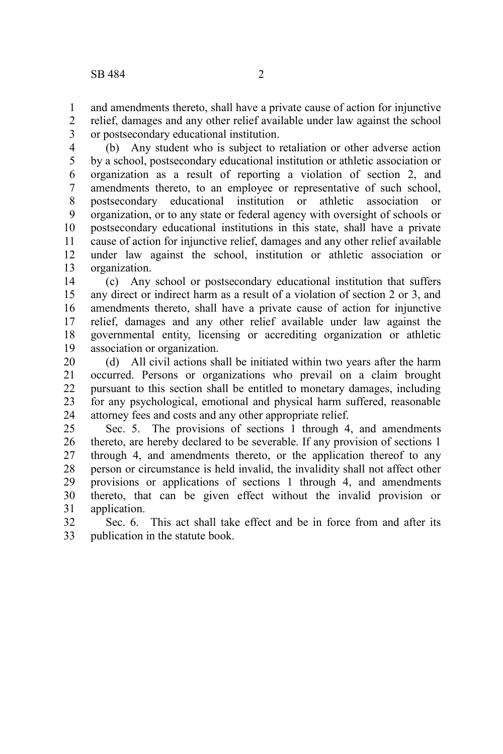and amendments thereto, shall have a private cause of action for injunctive relief, damages and any other relief available under law against the school or postsecondary educational institution.

(b) Any student who is subject to retaliation or other adverse action by a school, postsecondary educational institution or athletic association or organization as a result of reporting a violation of section 2, and amendments thereto, to an employee or representative of such school, postsecondary educational institution or athletic association or organization, or to any state or federal agency with oversight of schools or postsecondary educational institutions in this state, shall have a private cause of action for injunctive relief, damages and any other relief available under law against the school, institution or athletic association or organization.

(c) Any school or postsecondary educational institution that suffers any direct or indirect harm as a result of a violation of section 2 or 3, and amendments thereto, shall have a private cause of action for injunctive relief, damages and any other relief available under law against the governmental entity, licensing or accrediting organization or athletic association or organization.

(d) All civil actions shall be initiated within two years after the harm occurred. Persons or organizations who prevail on a claim brought pursuant to this section shall be entitled to monetary damages, including for any psychological, emotional and physical harm suffered, reasonable attorney fees and costs and any other appropriate relief.

Sec. 5. The provisions of sections 1 through 4, and amendments thereto, are hereby declared to be severable. If any provision of sections 1 through 4, and amendments thereto, or the application thereof to any person or circumstance is held invalid, the invalidity shall not affect other provisions or applications of sections 1 through 4, and amendments thereto, that can be given effect without the invalid provision or application.

Sec. 6. This act shall take effect and be in force from and after its publication in the statute book.